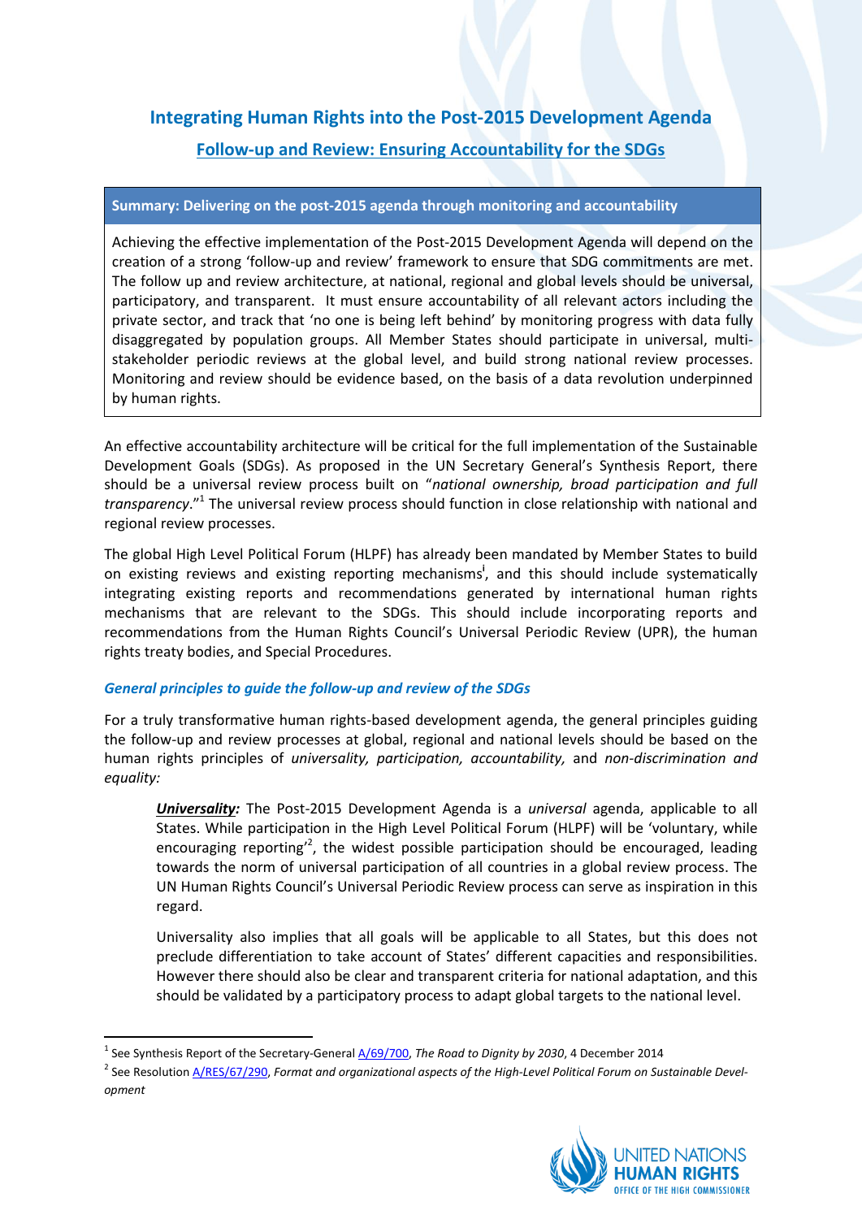# Integrating Human Rights into the Post-2015 Development Agenda

## Follow-up and Review: Ensuring Accountability for the SDGs

**Summary: Delivering on the post-2015 agenda through monitoring and accountability**

Achieving the effective implementation of the Post-2015 Development Agenda will depend on the creation of a strong 'follow-up and review' framework to ensure that SDG commitments are met. The follow up and review architecture, at national, regional and global levels should be universal, participatory, and transparent. It must ensure accountability of all relevant actors including the private sector, and track that 'no one is being left behind' by monitoring progress with data fully disaggregated by population groups. All Member States should participate in universal, multi-stakeholder periodic reviews at the global level, and build strong national review processes. Monitoring and review should be evidence based, on the basis of a data revolution underpinned by human rights.

An effective accountability architecture will be critical for the full implementation of the Sustainable Development Goals (SDGs). As proposed in the UN Secretary General's Synthesis Report, there should be a universal review process built on "*national ownership, broad participation and full transparency*."[1] The universal review process should function in close relationship with national and regional review processes.

The global High Level Political Forum (HLPF) has already been mandated by Member States to build on existing reviews and existing reporting mechanisms[i], and this should include systematically integrating existing reports and recommendations generated by international human rights mechanisms that are relevant to the SDGs. This should include incorporating reports and recommendations from the Human Rights Council's Universal Periodic Review (UPR), the human rights treaty bodies, and Special Procedures.

### *General principles to guide the follow-up and review of the SDGs*

For a truly transformative human rights-based development agenda, the general principles guiding the follow-up and review processes at global, regional and national levels should be based on the human rights principles of *universality, participation, accountability,* and *non-discrimination and equality:*

> ***Universality:*** The Post-2015 Development Agenda is a *universal* agenda, applicable to all States. While participation in the High Level Political Forum (HLPF) will be 'voluntary, while encouraging reporting'[2], the widest possible participation should be encouraged, leading towards the norm of universal participation of all countries in a global review process. The UN Human Rights Council's Universal Periodic Review process can serve as inspiration in this regard.
>
> Universality also implies that all goals will be applicable to all States, but this does not preclude differentiation to take account of States' different capacities and responsibilities. However there should also be clear and transparent criteria for national adaptation, and this should be validated by a participatory process to adapt global targets to the national level.

---

[1] See Synthesis Report of the Secretary-General A/69/700, *The Road to Dignity by 2030*, 4 December 2014

[2] See Resolution A/RES/67/290, *Format and organizational aspects of the High-Level Political Forum on Sustainable Development*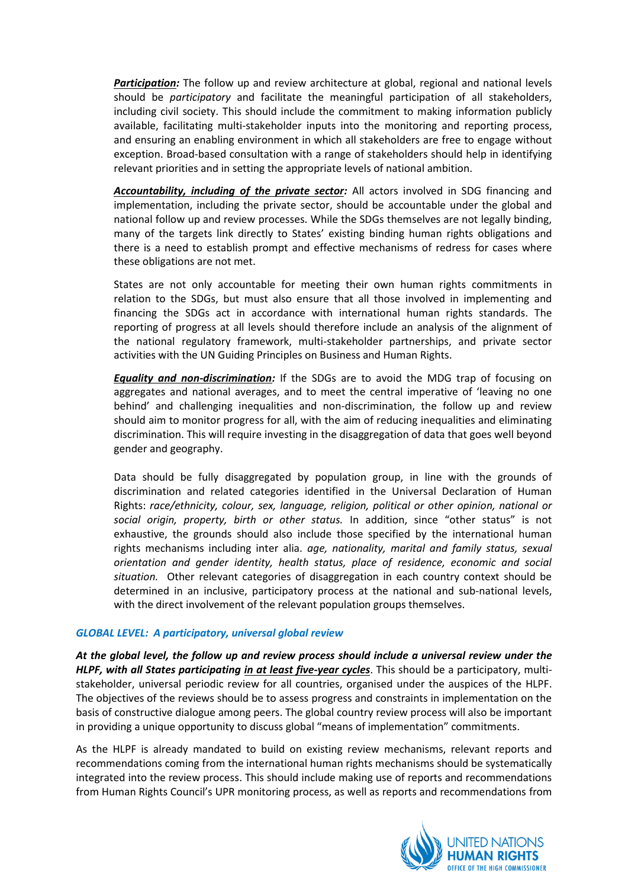***Participation:*** The follow up and review architecture at global, regional and national levels should be *participatory* and facilitate the meaningful participation of all stakeholders, including civil society. This should include the commitment to making information publicly available, facilitating multi-stakeholder inputs into the monitoring and reporting process, and ensuring an enabling environment in which all stakeholders are free to engage without exception. Broad-based consultation with a range of stakeholders should help in identifying relevant priorities and in setting the appropriate levels of national ambition.

***Accountability, including of the private sector:*** All actors involved in SDG financing and implementation, including the private sector, should be accountable under the global and national follow up and review processes. While the SDGs themselves are not legally binding, many of the targets link directly to States' existing binding human rights obligations and there is a need to establish prompt and effective mechanisms of redress for cases where these obligations are not met.

States are not only accountable for meeting their own human rights commitments in relation to the SDGs, but must also ensure that all those involved in implementing and financing the SDGs act in accordance with international human rights standards. The reporting of progress at all levels should therefore include an analysis of the alignment of the national regulatory framework, multi-stakeholder partnerships, and private sector activities with the UN Guiding Principles on Business and Human Rights.

***Equality and non-discrimination:*** If the SDGs are to avoid the MDG trap of focusing on aggregates and national averages, and to meet the central imperative of 'leaving no one behind' and challenging inequalities and non-discrimination, the follow up and review should aim to monitor progress for all, with the aim of reducing inequalities and eliminating discrimination. This will require investing in the disaggregation of data that goes well beyond gender and geography.

Data should be fully disaggregated by population group, in line with the grounds of discrimination and related categories identified in the Universal Declaration of Human Rights: *race/ethnicity, colour, sex, language, religion, political or other opinion, national or social origin, property, birth or other status.* In addition, since "other status" is not exhaustive, the grounds should also include those specified by the international human rights mechanisms including inter alia. *age, nationality, marital and family status, sexual orientation and gender identity, health status, place of residence, economic and social situation.* Other relevant categories of disaggregation in each country context should be determined in an inclusive, participatory process at the national and sub-national levels, with the direct involvement of the relevant population groups themselves.

### *GLOBAL LEVEL: A participatory, universal global review*

***At the global level, the follow up and review process should include a universal review under the HLPF, with all States participating in at least five-year cycles***. This should be a participatory, multi-stakeholder, universal periodic review for all countries, organised under the auspices of the HLPF. The objectives of the reviews should be to assess progress and constraints in implementation on the basis of constructive dialogue among peers. The global country review process will also be important in providing a unique opportunity to discuss global "means of implementation" commitments.

As the HLPF is already mandated to build on existing review mechanisms, relevant reports and recommendations coming from the international human rights mechanisms should be systematically integrated into the review process. This should include making use of reports and recommendations from Human Rights Council's UPR monitoring process, as well as reports and recommendations from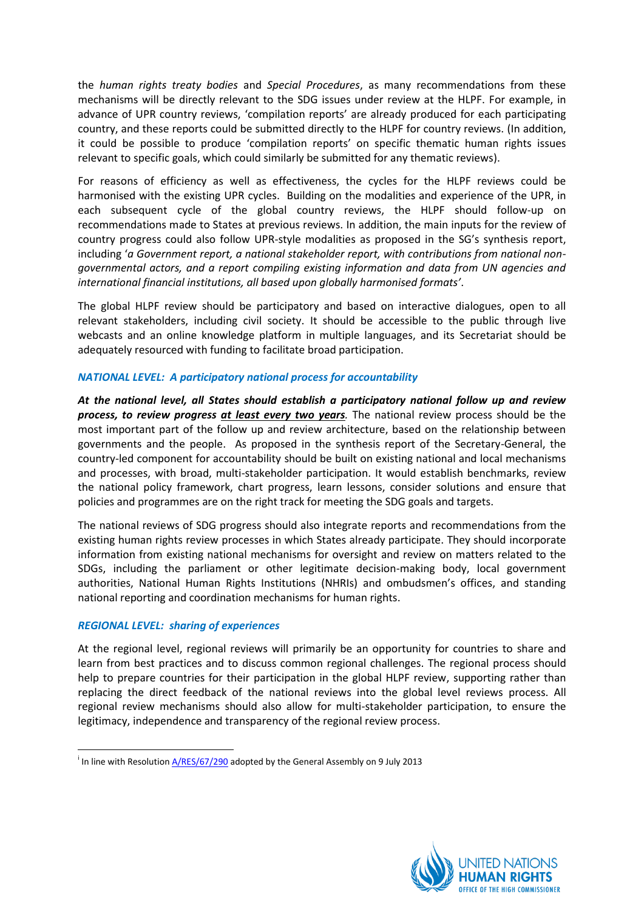the *human rights treaty bodies* and *Special Procedures*, as many recommendations from these mechanisms will be directly relevant to the SDG issues under review at the HLPF. For example, in advance of UPR country reviews, 'compilation reports' are already produced for each participating country, and these reports could be submitted directly to the HLPF for country reviews. (In addition, it could be possible to produce 'compilation reports' on specific thematic human rights issues relevant to specific goals, which could similarly be submitted for any thematic reviews).

For reasons of efficiency as well as effectiveness, the cycles for the HLPF reviews could be harmonised with the existing UPR cycles. Building on the modalities and experience of the UPR, in each subsequent cycle of the global country reviews, the HLPF should follow-up on recommendations made to States at previous reviews. In addition, the main inputs for the review of country progress could also follow UPR-style modalities as proposed in the SG's synthesis report, including '*a Government report, a national stakeholder report, with contributions from national non-governmental actors, and a report compiling existing information and data from UN agencies and international financial institutions, all based upon globally harmonised formats*'.

The global HLPF review should be participatory and based on interactive dialogues, open to all relevant stakeholders, including civil society. It should be accessible to the public through live webcasts and an online knowledge platform in multiple languages, and its Secretariat should be adequately resourced with funding to facilitate broad participation.

### *NATIONAL LEVEL: A participatory national process for accountability*

***At the national level, all States should establish a participatory national follow up and review process, to review progress <u>at least every two years</u>.*** The national review process should be the most important part of the follow up and review architecture, based on the relationship between governments and the people. As proposed in the synthesis report of the Secretary-General, the country-led component for accountability should be built on existing national and local mechanisms and processes, with broad, multi-stakeholder participation. It would establish benchmarks, review the national policy framework, chart progress, learn lessons, consider solutions and ensure that policies and programmes are on the right track for meeting the SDG goals and targets.

The national reviews of SDG progress should also integrate reports and recommendations from the existing human rights review processes in which States already participate. They should incorporate information from existing national mechanisms for oversight and review on matters related to the SDGs, including the parliament or other legitimate decision-making body, local government authorities, National Human Rights Institutions (NHRIs) and ombudsmen's offices, and standing national reporting and coordination mechanisms for human rights.

### *REGIONAL LEVEL: sharing of experiences*

At the regional level, regional reviews will primarily be an opportunity for countries to share and learn from best practices and to discuss common regional challenges. The regional process should help to prepare countries for their participation in the global HLPF review, supporting rather than replacing the direct feedback of the national reviews into the global level reviews process. All regional review mechanisms should also allow for multi-stakeholder participation, to ensure the legitimacy, independence and transparency of the regional review process.

---

[i] In line with Resolution A/RES/67/290 adopted by the General Assembly on 9 July 2013